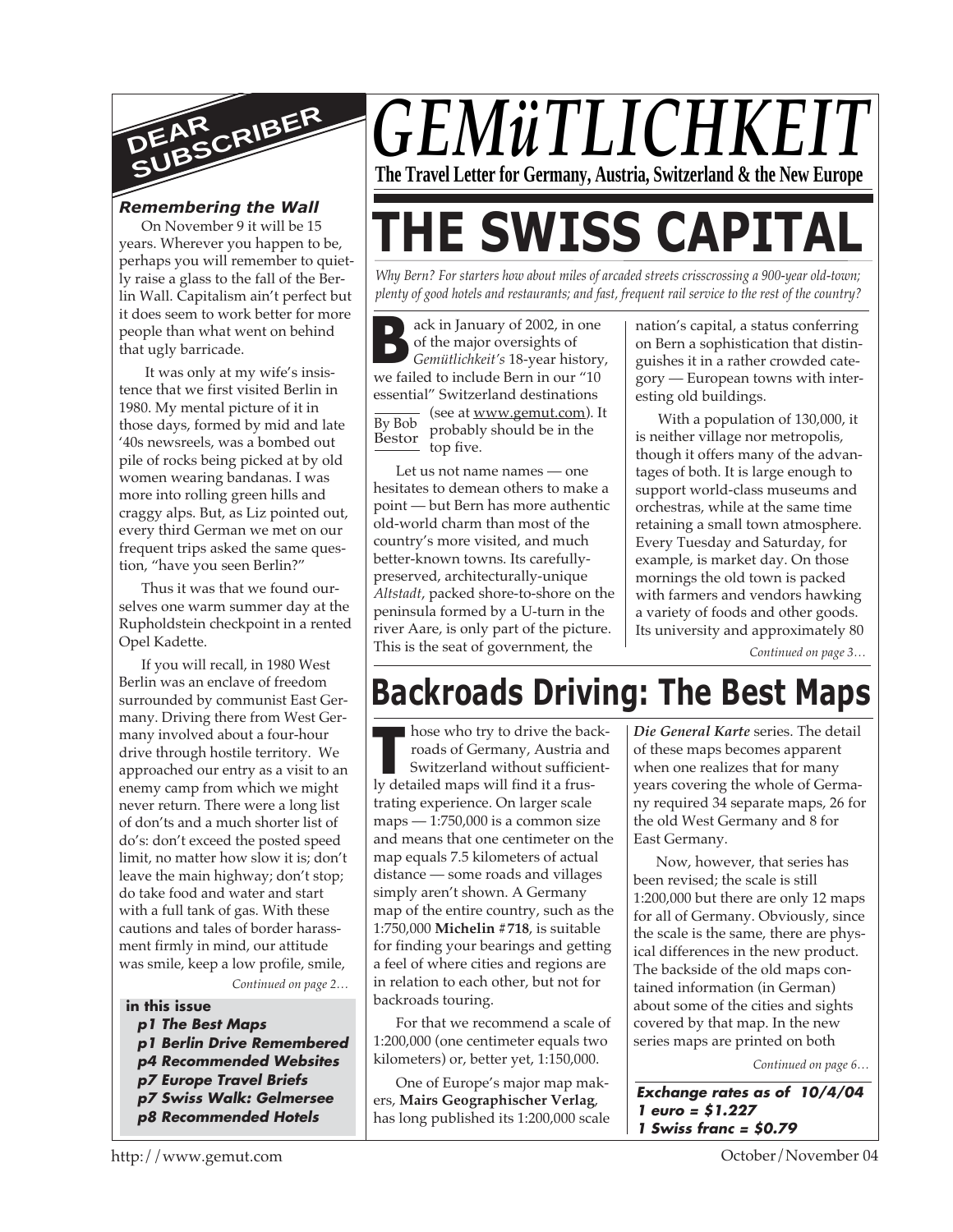# GEMüTLICHKEIT

**The Travel Letter for Germany, Austria, Switzerland & the New Europe**

## DEAR SUBSCRIBER

### *Remembering the Wall*

On November 9 it will be 15 years. Wherever you happen to be, perhaps you will remember to quietly raise a glass to the fall of the Berlin Wall. Capitalism ain't perfect but it does seem to work better for more people than what went on behind that ugly barricade.

It was only at my wife's insistence that we first visited Berlin in 1980. My mental picture of it in those days, formed by mid and late '40s newsreels, was a bombed out pile of rocks being picked at by old women wearing bandanas. I was more into rolling green hills and craggy alps. But, as Liz pointed out, every third German we met on our frequent trips asked the same question, "have you seen Berlin?"

Thus it was that we found ourselves one warm summer day at the Rupholdstein checkpoint in a rented Opel Kadette.

If you will recall, in 1980 West Berlin was an enclave of freedom surrounded by communist East Germany. Driving there from West Germany involved about a four-hour drive through hostile territory. We approached our entry as a visit to an enemy camp from which we might never return. There were a long list of don'ts and a much shorter list of do's: don't exceed the posted speed limit, no matter how slow it is; don't leave the main highway; don't stop; do take food and water and start with a full tank of gas. With these cautions and tales of border harassment firmly in mind, our attitude was smile, keep a low profile, smile,

*Continued on page 2…*

**in this issue**

- ***p1 The Best Maps***
- ***p1 Berlin Drive Remembered***
- ***p4 Recommended Websites***
- ***p7 Europe Travel Briefs***
- ***p7 Swiss Walk: Gelmersee***
- ***p8 Recommended Hotels***

# THE SWISS CAPITAL

*Why Bern? For starters how about miles of arcaded streets crisscrossing a 900-year old-town; plenty of good hotels and restaurants; and fast, frequent rail service to the rest of the country?*

By Bob Bestor

Back in January of 2002, in one of the major oversights of *Gemütlichkeit's* 18-year history, we failed to include Bern in our "10 essential" Switzerland destinations (see at www.gemut.com). It probably should be in the top five.

Let us not name names — one hesitates to demean others to make a point — but Bern has more authentic old-world charm than most of the country's more visited, and much better-known towns. Its carefully-preserved, architecturally-unique *Altstadt*, packed shore-to-shore on the peninsula formed by a U-turn in the river Aare, is only part of the picture. This is the seat of government, the nation's capital, a status conferring on Bern a sophistication that distinguishes it in a rather crowded category — European towns with interesting old buildings.

With a population of 130,000, it is neither village nor metropolis, though it offers many of the advantages of both. It is large enough to support world-class museums and orchestras, while at the same time retaining a small town atmosphere. Every Tuesday and Saturday, for example, is market day. On those mornings the old town is packed with farmers and vendors hawking a variety of foods and other goods. Its university and approximately 80

*Continued on page 3…*

# Backroads Driving: The Best Maps

Those who try to drive the backroads of Germany, Austria and Switzerland without sufficiently detailed maps will find it a frustrating experience. On larger scale maps — 1:750,000 is a common size and means that one centimeter on the map equals 7.5 kilometers of actual distance — some roads and villages simply aren't shown. A Germany map of the entire country, such as the 1:750,000 **Michelin #718**, is suitable for finding your bearings and getting a feel of where cities and regions are in relation to each other, but not for backroads touring.

For that we recommend a scale of 1:200,000 (one centimeter equals two kilometers) or, better yet, 1:150,000.

One of Europe's major map makers, **Mairs Geographischer Verlag**, has long published its 1:200,000 scale ***Die General Karte*** series. The detail of these maps becomes apparent when one realizes that for many years covering the whole of Germany required 34 separate maps, 26 for the old West Germany and 8 for East Germany.

Now, however, that series has been revised; the scale is still 1:200,000 but there are only 12 maps for all of Germany. Obviously, since the scale is the same, there are physical differences in the new product. The backside of the old maps contained information (in German) about some of the cities and sights covered by that map. In the new series maps are printed on both

*Continued on page 6…*

***Exchange rates as of 10/4/04***
***1 euro = $1.227***
***1 Swiss franc = $0.79***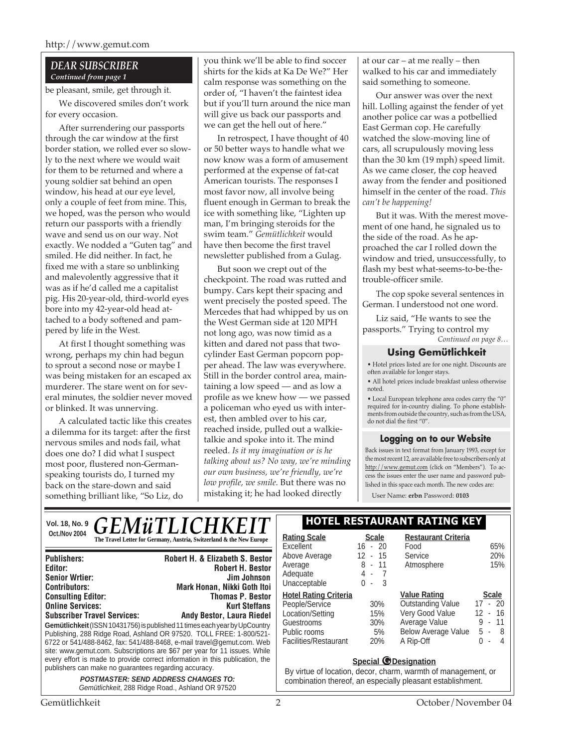## DEAR SUBSCRIBER

*Continued from page 1*

be pleasant, smile, get through it.

We discovered smiles don't work for every occasion.

After surrendering our passports through the car window at the first border station, we rolled ever so slowly to the next where we would wait for them to be returned and where a young soldier sat behind an open window, his head at our eye level, only a couple of feet from mine. This, we hoped, was the person who would return our passports with a friendly wave and send us on our way. Not exactly. We nodded a "Guten tag" and smiled. He did neither. In fact, he fixed me with a stare so unblinking and malevolently aggressive that it was as if he'd called me a capitalist pig. His 20-year-old, third-world eyes bore into my 42-year-old head attached to a body softened and pampered by life in the West.

At first I thought something was wrong, perhaps my chin had begun to sprout a second nose or maybe I was being mistaken for an escaped ax murderer. The stare went on for several minutes, the soldier never moved or blinked. It was unnerving.

A calculated tactic like this creates a dilemma for its target: after the first nervous smiles and nods fail, what does one do? I did what I suspect most poor, flustered non-German-speaking tourists do, I turned my back on the stare-down and said something brilliant like, "So Liz, do you think we'll be able to find soccer shirts for the kids at Ka De We?" Her calm response was something on the order of, "I haven't the faintest idea but if you'll turn around the nice man will give us back our passports and we can get the hell out of here."

In retrospect, I have thought of 40 or 50 better ways to handle what we now know was a form of amusement performed at the expense of fat-cat American tourists. The responses I most favor now, all involve being fluent enough in German to break the ice with something like, "Lighten up man, I'm bringing steroids for the swim team." *Gemütlichkeit* would have then become the first travel newsletter published from a Gulag.

But soon we crept out of the checkpoint. The road was rutted and bumpy. Cars kept their spacing and went precisely the posted speed. The Mercedes that had whipped by us on the West German side at 120 MPH not long ago, was now timid as a kitten and dared not pass that two-cylinder East German popcorn popper ahead. The law was everywhere. Still in the border control area, maintaining a low speed — and as low a profile as we knew how — we passed a policeman who eyed us with interest, then ambled over to his car, reached inside, pulled out a walkie-talkie and spoke into it. The mind reeled. *Is it my imagination or is he talking about us? No way, we're minding our own business, we're friendly, we're low profile, we smile.* But there was no mistaking it; he had looked directly at our car – at me really – then walked to his car and immediately said something to someone.

Our answer was over the next hill. Lolling against the fender of yet another police car was a potbellied East German cop. He carefully watched the slow-moving line of cars, all scrupulously moving less than the 30 km (19 mph) speed limit. As we came closer, the cop heaved away from the fender and positioned himself in the center of the road. *This can't be happening!*

But it was. With the merest movement of one hand, he signaled us to the side of the road. As he approached the car I rolled down the window and tried, unsuccessfully, to flash my best what-seems-to-be-the-trouble-officer smile.

The cop spoke several sentences in German. I understood not one word.

Liz said, "He wants to see the passports." Trying to control my

*Continued on page 8…*

### Using Gemütlichkeit

- Hotel prices listed are for one night. Discounts are often available for longer stays.
- All hotel prices include breakfast unless otherwise noted.
- Local European telephone area codes carry the "0" required for in-country dialing. To phone establishments from outside the country, such as from the USA, do not dial the first "0".

### Logging on to our Website

Back issues in text format from January 1993, except for the most recent 12, are available free to subscribers only at http://www.gemut.com (click on "Members"). To access the issues enter the user name and password published in this space each month. The new codes are:

User Name: **erbn** Password: **0103**

---

**Vol. 18, No. 9**
**Oct./Nov 2004**

# GEMüTLICHKEIT

**The Travel Letter for Germany, Austria, Switzerland & the New Europe**

| | |
|---|---|
| **Publishers:** | **Robert H. & Elizabeth S. Bestor** |
| **Editor:** | **Robert H. Bestor** |
| **Senior Wrtier:** | **Jim Johnson** |
| **Contributors:** | **Mark Honan, Nikki Goth Itoi** |
| **Consulting Editor:** | **Thomas P. Bestor** |
| **Online Services:** | **Kurt Steffans** |
| **Subscriber Travel Services:** | **Andy Bestor, Laura Riedel** |

**Gemütlichkeit** (ISSN 10431756) is published 11 times each year by UpCountry Publishing, 288 Ridge Road, Ashland OR 97520. TOLL FREE: 1-800/521-6722 or 541/488-8462, fax: 541/488-8468, e-mail travel@gemut.com. Web site: www.gemut.com. Subscriptions are $67 per year for 11 issues. While every effort is made to provide correct information in this publication, the publishers can make no guarantees regarding accuracy.

***POSTMASTER: SEND ADDRESS CHANGES TO:***
*Gemütlichkeit*, 288 Ridge Road., Ashland OR 97520

## HOTEL RESTAURANT RATING KEY

| Rating Scale | Scale |
|---|---|
| Excellent | 16 - 20 |
| Above Average | 12 - 15 |
| Average | 8 - 11 |
| Adequate | 4 - 7 |
| Unacceptable | 0 - 3 |

| Restaurant Criteria | |
|---|---|
| Food | 65% |
| Service | 20% |
| Atmosphere | 15% |

| Hotel Rating Criteria | |
|---|---|
| People/Service | 30% |
| Location/Setting | 15% |
| Guestrooms | 30% |
| Public rooms | 5% |
| Facilities/Restaurant | 20% |

| Value Rating | Scale |
|---|---|
| Outstanding Value | 17 - 20 |
| Very Good Value | 12 - 16 |
| Average Value | 9 - 11 |
| Below Average Value | 5 - 8 |
| A Rip-Off | 0 - 4 |

**Special G Designation**

By virtue of location, decor, charm, warmth of management, or combination thereof, an especially pleasant establishment.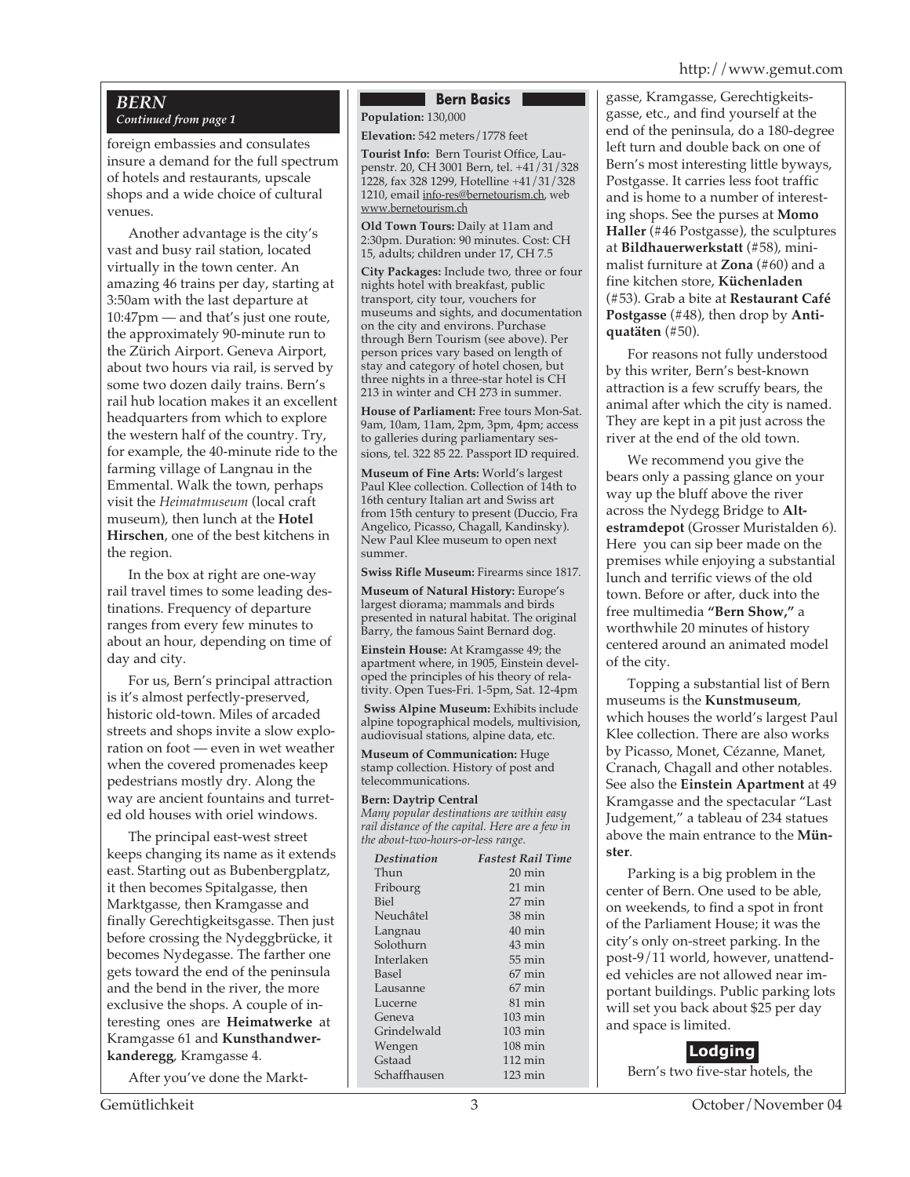## BERN

*Continued from page 1*

foreign embassies and consulates insure a demand for the full spectrum of hotels and restaurants, upscale shops and a wide choice of cultural venues.

Another advantage is the city's vast and busy rail station, located virtually in the town center. An amazing 46 trains per day, starting at 3:50am with the last departure at 10:47pm — and that's just one route, the approximately 90-minute run to the Zürich Airport. Geneva Airport, about two hours via rail, is served by some two dozen daily trains. Bern's rail hub location makes it an excellent headquarters from which to explore the western half of the country. Try, for example, the 40-minute ride to the farming village of Langnau in the Emmental. Walk the town, perhaps visit the *Heimatmuseum* (local craft museum), then lunch at the **Hotel Hirschen**, one of the best kitchens in the region.

In the box at right are one-way rail travel times to some leading destinations. Frequency of departure ranges from every few minutes to about an hour, depending on time of day and city.

For us, Bern's principal attraction is it's almost perfectly-preserved, historic old-town. Miles of arcaded streets and shops invite a slow exploration on foot — even in wet weather when the covered promenades keep pedestrians mostly dry. Along the way are ancient fountains and turreted old houses with oriel windows.

The principal east-west street keeps changing its name as it extends east. Starting out as Bubenbergplatz, it then becomes Spitalgasse, then Marktgasse, then Kramgasse and finally Gerechtigkeitsgasse. Then just before crossing the Nydeggbrücke, it becomes Nydegasse. The farther one gets toward the end of the peninsula and the bend in the river, the more exclusive the shops. A couple of interesting ones are **Heimatwerke** at Kramgasse 61 and **Kunsthandwerkanderegg**, Kramgasse 4.

After you've done the Marktgasse, Kramgasse, Gerechtigkeitsgasse, etc., and find yourself at the end of the peninsula, do a 180-degree left turn and double back on one of Bern's most interesting little byways, Postgasse. It carries less foot traffic and is home to a number of interesting shops. See the purses at **Momo Haller** (#46 Postgasse), the sculptures at **Bildhauerwerkstatt** (#58), minimalist furniture at **Zona** (#60) and a fine kitchen store, **Küchenladen** (#53). Grab a bite at **Restaurant Café Postgasse** (#48), then drop by **Antiquatäten** (#50).

For reasons not fully understood by this writer, Bern's best-known attraction is a few scruffy bears, the animal after which the city is named. They are kept in a pit just across the river at the end of the old town.

We recommend you give the bears only a passing glance on your way up the bluff above the river across the Nydegg Bridge to **Altestramdepot** (Grosser Muristalden 6). Here you can sip beer made on the premises while enjoying a substantial lunch and terrific views of the old town. Before or after, duck into the free multimedia **"Bern Show,"** a worthwhile 20 minutes of history centered around an animated model of the city.

Topping a substantial list of Bern museums is the **Kunstmuseum**, which houses the world's largest Paul Klee collection. There are also works by Picasso, Monet, Cézanne, Manet, Cranach, Chagall and other notables. See also the **Einstein Apartment** at 49 Kramgasse and the spectacular "Last Judgement," a tableau of 234 statues above the main entrance to the **Münster**.

Parking is a big problem in the center of Bern. One used to be able, on weekends, to find a spot in front of the Parliament House; it was the city's only on-street parking. In the post-9/11 world, however, unattended vehicles are not allowed near important buildings. Public parking lots will set you back about $25 per day and space is limited.

### Bern Basics

**Population:** 130,000

**Elevation:** 542 meters/1778 feet

**Tourist Info:** Bern Tourist Office, Laupenstr. 20, CH 3001 Bern, tel. +41/31/328 1228, fax 328 1299, Hotelline +41/31/328 1210, email info-res@bernetourism.ch, web www.bernetourism.ch

**Old Town Tours:** Daily at 11am and 2:30pm. Duration: 90 minutes. Cost: CH 15, adults; children under 17, CH 7.5

**City Packages:** Include two, three or four nights hotel with breakfast, public transport, city tour, vouchers for museums and sights, and documentation on the city and environs. Purchase through Bern Tourism (see above). Per person prices vary based on length of stay and category of hotel chosen, but three nights in a three-star hotel is CH 213 in winter and CH 273 in summer.

**House of Parliament:** Free tours Mon-Sat. 9am, 10am, 11am, 2pm, 3pm, 4pm; access to galleries during parliamentary sessions, tel. 322 85 22. Passport ID required.

**Museum of Fine Arts:** World's largest Paul Klee collection. Collection of 14th to 16th century Italian art and Swiss art from 15th century to present (Duccio, Fra Angelico, Picasso, Chagall, Kandinsky). New Paul Klee museum to open next summer.

**Swiss Rifle Museum:** Firearms since 1817.

**Museum of Natural History:** Europe's largest diorama; mammals and birds presented in natural habitat. The original Barry, the famous Saint Bernard dog.

**Einstein House:** At Kramgasse 49; the apartment where, in 1905, Einstein developed the principles of his theory of relativity. Open Tues-Fri. 1-5pm, Sat. 12-4pm

**Swiss Alpine Museum:** Exhibits include alpine topographical models, multivision, audiovisual stations, alpine data, etc.

**Museum of Communication:** Huge stamp collection. History of post and telecommunications.

**Bern: Daytrip Central**

*Many popular destinations are within easy rail distance of the capital. Here are a few in the about-two-hours-or-less range.*

| *Destination* | *Fastest Rail Time* |
|---|---|
| Thun | 20 min |
| Fribourg | 21 min |
| Biel | 27 min |
| Neuchâtel | 38 min |
| Langnau | 40 min |
| Solothurn | 43 min |
| Interlaken | 55 min |
| Basel | 67 min |
| Lausanne | 67 min |
| Lucerne | 81 min |
| Geneva | 103 min |
| Grindelwald | 103 min |
| Wengen | 108 min |
| Gstaad | 112 min |
| Schaffhausen | 123 min |

### Lodging

Bern's two five-star hotels, the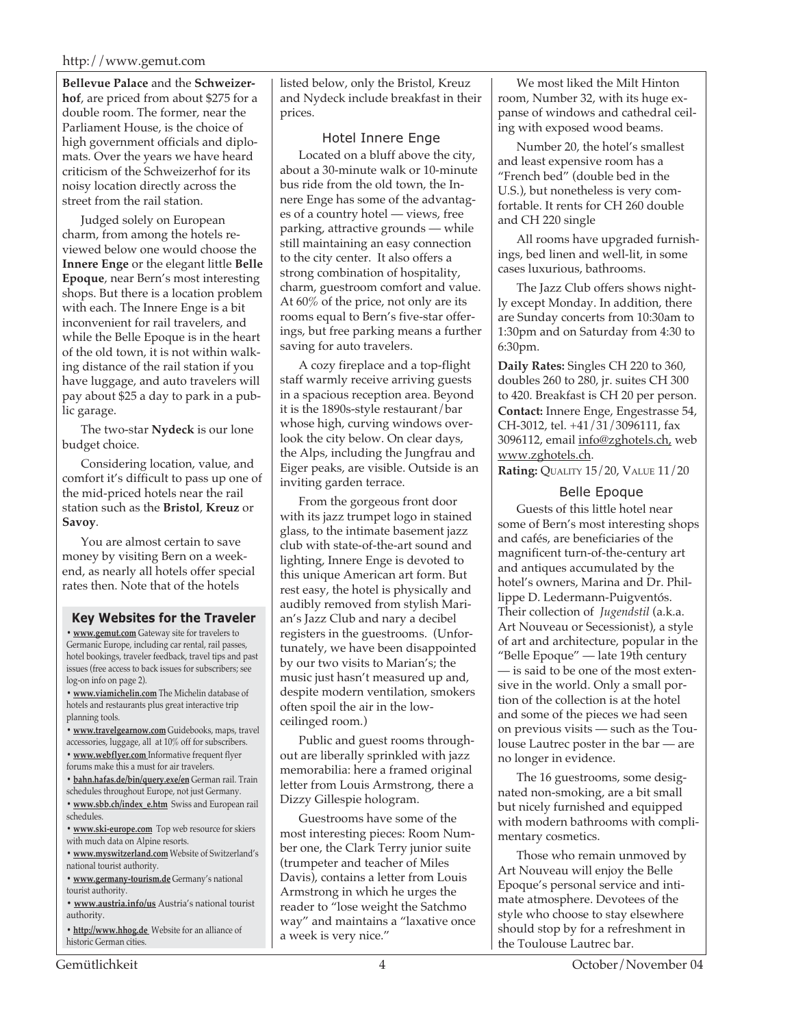**Bellevue Palace** and the **Schweizerhof**, are priced from about $275 for a double room. The former, near the Parliament House, is the choice of high government officials and diplomats. Over the years we have heard criticism of the Schweizerhof for its noisy location directly across the street from the rail station.

Judged solely on European charm, from among the hotels reviewed below one would choose the **Innere Enge** or the elegant little **Belle Epoque**, near Bern's most interesting shops. But there is a location problem with each. The Innere Enge is a bit inconvenient for rail travelers, and while the Belle Epoque is in the heart of the old town, it is not within walking distance of the rail station if you have luggage, and auto travelers will pay about $25 a day to park in a public garage.

The two-star **Nydeck** is our lone budget choice.

Considering location, value, and comfort it's difficult to pass up one of the mid-priced hotels near the rail station such as the **Bristol**, **Kreuz** or **Savoy**.

You are almost certain to save money by visiting Bern on a weekend, as nearly all hotels offer special rates then. Note that of the hotels listed below, only the Bristol, Kreuz and Nydeck include breakfast in their prices.

### Key Websites for the Traveler

- **www.gemut.com** Gateway site for travelers to Germanic Europe, including car rental, rail passes, hotel bookings, traveler feedback, travel tips and past issues (free access to back issues for subscribers; see log-on info on page 2).
- **www.viamichelin.com** The Michelin database of hotels and restaurants plus great interactive trip planning tools.
- **www.travelgearnow.com** Guidebooks, maps, travel accessories, luggage, all at 10% off for subscribers.
- **www.webflyer.com** Informative frequent flyer forums make this a must for air travelers.
- **bahn.hafas.de/bin/query.exe/en** German rail. Train schedules throughout Europe, not just Germany.
- **www.sbb.ch/index_e.htm** Swiss and European rail schedules.
- **www.ski-europe.com** Top web resource for skiers with much data on Alpine resorts.
- **www.myswitzerland.com** Website of Switzerland's national tourist authority.
- **www.germany-tourism.de** Germany's national tourist authority.
- **www.austria.info/us** Austria's national tourist authority.
- **http://www.hhog.de** Website for an alliance of historic German cities.

## Hotel Innere Enge

Located on a bluff above the city, about a 30-minute walk or 10-minute bus ride from the old town, the Innere Enge has some of the advantages of a country hotel — views, free parking, attractive grounds — while still maintaining an easy connection to the city center. It also offers a strong combination of hospitality, charm, guestroom comfort and value. At 60% of the price, not only are its rooms equal to Bern's five-star offerings, but free parking means a further saving for auto travelers.

A cozy fireplace and a top-flight staff warmly receive arriving guests in a spacious reception area. Beyond it is the 1890s-style restaurant/bar whose high, curving windows overlook the city below. On clear days, the Alps, including the Jungfrau and Eiger peaks, are visible. Outside is an inviting garden terrace.

From the gorgeous front door with its jazz trumpet logo in stained glass, to the intimate basement jazz club with state-of-the-art sound and lighting, Innere Enge is devoted to this unique American art form. But rest easy, the hotel is physically and audibly removed from stylish Marian's Jazz Club and nary a decibel registers in the guestrooms. (Unfortunately, we have been disappointed by our two visits to Marian's; the music just hasn't measured up and, despite modern ventilation, smokers often spoil the air in the low-ceilinged room.)

Public and guest rooms throughout are liberally sprinkled with jazz memorabilia: here a framed original letter from Louis Armstrong, there a Dizzy Gillespie hologram.

Guestrooms have some of the most interesting pieces: Room Number one, the Clark Terry junior suite (trumpeter and teacher of Miles Davis), contains a letter from Louis Armstrong in which he urges the reader to "lose weight the Satchmo way" and maintains a "laxative once a week is very nice."

We most liked the Milt Hinton room, Number 32, with its huge expanse of windows and cathedral ceiling with exposed wood beams.

Number 20, the hotel's smallest and least expensive room has a "French bed" (double bed in the U.S.), but nonetheless is very comfortable. It rents for CH 260 double and CH 220 single

All rooms have upgraded furnishings, bed linen and well-lit, in some cases luxurious, bathrooms.

The Jazz Club offers shows nightly except Monday. In addition, there are Sunday concerts from 10:30am to 1:30pm and on Saturday from 4:30 to 6:30pm.

**Daily Rates:** Singles CH 220 to 360, doubles 260 to 280, jr. suites CH 300 to 420. Breakfast is CH 20 per person.
**Contact:** Innere Enge, Engestrasse 54, CH-3012, tel. +41/31/3096111, fax 3096112, email info@zghotels.ch, web www.zghotels.ch.
**Rating:** QUALITY 15/20, VALUE 11/20

## Belle Epoque

Guests of this little hotel near some of Bern's most interesting shops and cafés, are beneficiaries of the magnificent turn-of-the-century art and antiques accumulated by the hotel's owners, Marina and Dr. Philippe D. Ledermann-Puigventós. Their collection of *Jugendstil* (a.k.a. Art Nouveau or Secessionist), a style of art and architecture, popular in the "Belle Epoque" — late 19th century — is said to be one of the most extensive in the world. Only a small portion of the collection is at the hotel and some of the pieces we had seen on previous visits — such as the Toulouse Lautrec poster in the bar — are no longer in evidence.

The 16 guestrooms, some designated non-smoking, are a bit small but nicely furnished and equipped with modern bathrooms with complimentary cosmetics.

Those who remain unmoved by Art Nouveau will enjoy the Belle Epoque's personal service and intimate atmosphere. Devotees of the style who choose to stay elsewhere should stop by for a refreshment in the Toulouse Lautrec bar.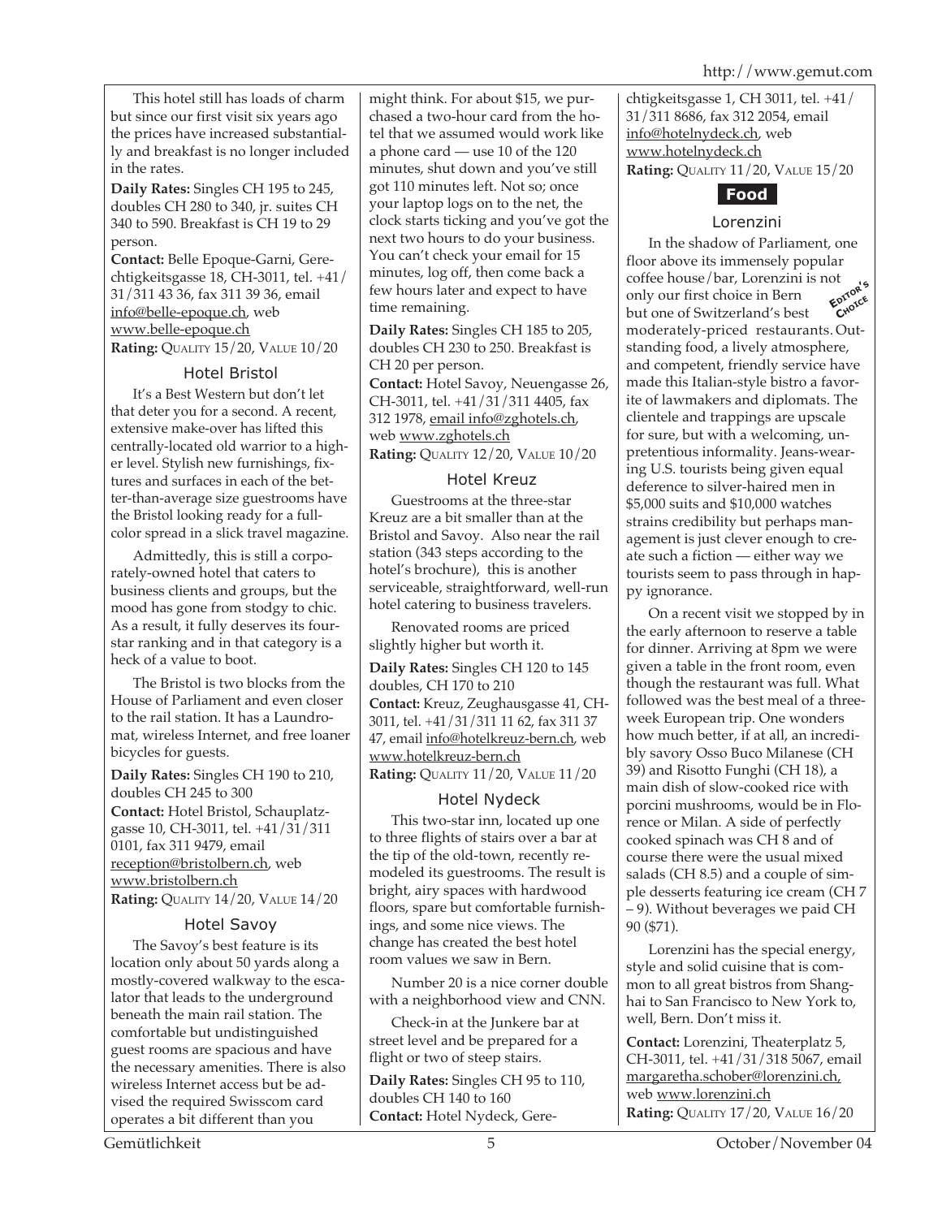This hotel still has loads of charm but since our first visit six years ago the prices have increased substantially and breakfast is no longer included in the rates.

**Daily Rates:** Singles CH 195 to 245, doubles CH 280 to 340, jr. suites CH 340 to 590. Breakfast is CH 19 to 29 person.

**Contact:** Belle Epoque-Garni, Gerechtigkeitsgasse 18, CH-3011, tel. +41/31/311 43 36, fax 311 39 36, email info@belle-epoque.ch, web www.belle-epoque.ch

**Rating:** Quality 15/20, Value 10/20

### Hotel Bristol

It's a Best Western but don't let that deter you for a second. A recent, extensive make-over has lifted this centrally-located old warrior to a higher level. Stylish new furnishings, fixtures and surfaces in each of the better-than-average size guestrooms have the Bristol looking ready for a full-color spread in a slick travel magazine.

Admittedly, this is still a corporately-owned hotel that caters to business clients and groups, but the mood has gone from stodgy to chic. As a result, it fully deserves its four-star ranking and in that category is a heck of a value to boot.

The Bristol is two blocks from the House of Parliament and even closer to the rail station. It has a Laundromat, wireless Internet, and free loaner bicycles for guests.

**Daily Rates:** Singles CH 190 to 210, doubles CH 245 to 300

**Contact:** Hotel Bristol, Schauplatzgasse 10, CH-3011, tel. +41/31/311 0101, fax 311 9479, email reception@bristolbern.ch, web www.bristolbern.ch

**Rating:** Quality 14/20, Value 14/20

### Hotel Savoy

The Savoy's best feature is its location only about 50 yards along a mostly-covered walkway to the escalator that leads to the underground beneath the main rail station. The comfortable but undistinguished guest rooms are spacious and have the necessary amenities. There is also wireless Internet access but be advised the required Swisscom card operates a bit different than you might think. For about $15, we purchased a two-hour card from the hotel that we assumed would work like a phone card — use 10 of the 120 minutes, shut down and you've still got 110 minutes left. Not so; once your laptop logs on to the net, the clock starts ticking and you've got the next two hours to do your business. You can't check your email for 15 minutes, log off, then come back a few hours later and expect to have time remaining.

**Daily Rates:** Singles CH 185 to 205, doubles CH 230 to 250. Breakfast is CH 20 per person.

**Contact:** Hotel Savoy, Neuengasse 26, CH-3011, tel. +41/31/311 4405, fax 312 1978, email info@zghotels.ch, web www.zghotels.ch

**Rating:** Quality 12/20, Value 10/20

### Hotel Kreuz

Guestrooms at the three-star Kreuz are a bit smaller than at the Bristol and Savoy. Also near the rail station (343 steps according to the hotel's brochure), this is another serviceable, straightforward, well-run hotel catering to business travelers.

Renovated rooms are priced slightly higher but worth it.

**Daily Rates:** Singles CH 120 to 145 doubles, CH 170 to 210

**Contact:** Kreuz, Zeughausgasse 41, CH-3011, tel. +41/31/311 11 62, fax 311 37 47, email info@hotelkreuz-bern.ch, web www.hotelkreuz-bern.ch

**Rating:** Quality 11/20, Value 11/20

### Hotel Nydeck

This two-star inn, located up one to three flights of stairs over a bar at the tip of the old-town, recently remodeled its guestrooms. The result is bright, airy spaces with hardwood floors, spare but comfortable furnishings, and some nice views. The change has created the best hotel room values we saw in Bern.

Number 20 is a nice corner double with a neighborhood view and CNN.

Check-in at the Junkere bar at street level and be prepared for a flight or two of steep stairs.

**Daily Rates:** Singles CH 95 to 110, doubles CH 140 to 160

**Contact:** Hotel Nydeck, Gerechtigkeitsgasse 1, CH 3011, tel. +41/31/311 8686, fax 312 2054, email info@hotelnydeck.ch, web www.hotelnydeck.ch

**Rating:** Quality 11/20, Value 15/20

## Food

### Lorenzini

*Editor's Choice*

In the shadow of Parliament, one floor above its immensely popular coffee house/bar, Lorenzini is not only our first choice in Bern but one of Switzerland's best moderately-priced restaurants. Outstanding food, a lively atmosphere, and competent, friendly service have made this Italian-style bistro a favorite of lawmakers and diplomats. The clientele and trappings are upscale for sure, but with a welcoming, unpretentious informality. Jeans-wearing U.S. tourists being given equal deference to silver-haired men in $5,000 suits and $10,000 watches strains credibility but perhaps management is just clever enough to create such a fiction — either way we tourists seem to pass through in happy ignorance.

On a recent visit we stopped by in the early afternoon to reserve a table for dinner. Arriving at 8pm we were given a table in the front room, even though the restaurant was full. What followed was the best meal of a three-week European trip. One wonders how much better, if at all, an incredibly savory Osso Buco Milanese (CH 39) and Risotto Funghi (CH 18), a main dish of slow-cooked rice with porcini mushrooms, would be in Florence or Milan. A side of perfectly cooked spinach was CH 8 and of course there were the usual mixed salads (CH 8.5) and a couple of simple desserts featuring ice cream (CH 7 – 9). Without beverages we paid CH 90 ($71).

Lorenzini has the special energy, style and solid cuisine that is common to all great bistros from Shanghai to San Francisco to New York to, well, Bern. Don't miss it.

**Contact:** Lorenzini, Theaterplatz 5, CH-3011, tel. +41/31/318 5067, email margaretha.schober@lorenzini.ch, web www.lorenzini.ch

**Rating:** Quality 17/20, Value 16/20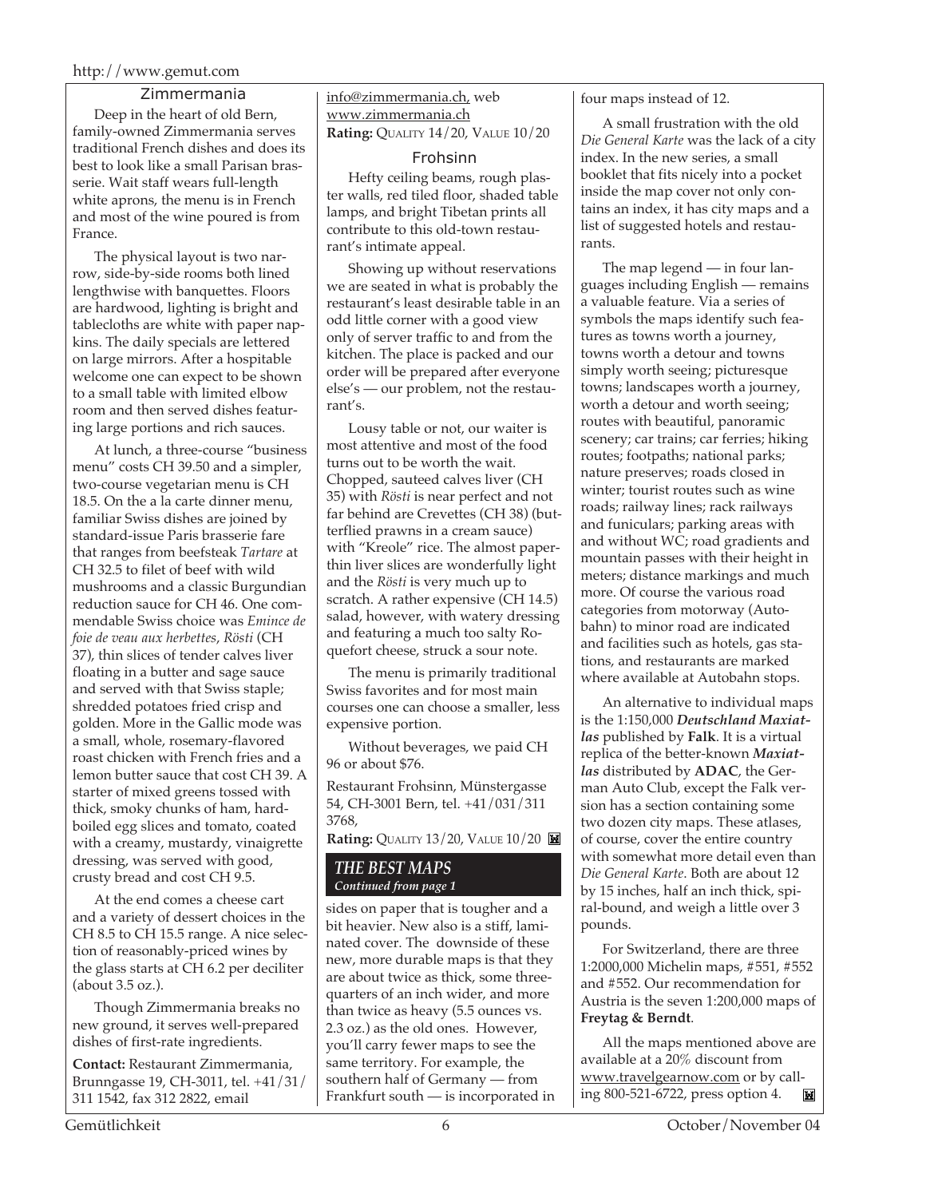### Zimmermania

Deep in the heart of old Bern, family-owned Zimmermania serves traditional French dishes and does its best to look like a small Parisan brasserie. Wait staff wears full-length white aprons, the menu is in French and most of the wine poured is from France.

The physical layout is two narrow, side-by-side rooms both lined lengthwise with banquettes. Floors are hardwood, lighting is bright and tablecloths are white with paper napkins. The daily specials are lettered on large mirrors. After a hospitable welcome one can expect to be shown to a small table with limited elbow room and then served dishes featuring large portions and rich sauces.

At lunch, a three-course "business menu" costs CH 39.50 and a simpler, two-course vegetarian menu is CH 18.5. On the a la carte dinner menu, familiar Swiss dishes are joined by standard-issue Paris brasserie fare that ranges from beefsteak *Tartare* at CH 32.5 to filet of beef with wild mushrooms and a classic Burgundian reduction sauce for CH 46. One commendable Swiss choice was *Emince de foie de veau aux herbettes*, *Rösti* (CH 37), thin slices of tender calves liver floating in a butter and sage sauce and served with that Swiss staple; shredded potatoes fried crisp and golden. More in the Gallic mode was a small, whole, rosemary-flavored roast chicken with French fries and a lemon butter sauce that cost CH 39. A starter of mixed greens tossed with thick, smoky chunks of ham, hard-boiled egg slices and tomato, coated with a creamy, mustardy, vinaigrette dressing, was served with good, crusty bread and cost CH 9.5.

At the end comes a cheese cart and a variety of dessert choices in the CH 8.5 to CH 15.5 range. A nice selection of reasonably-priced wines by the glass starts at CH 6.2 per deciliter (about 3.5 oz.).

Though Zimmermania breaks no new ground, it serves well-prepared dishes of first-rate ingredients.

**Contact:** Restaurant Zimmermania, Brunngasse 19, CH-3011, tel. +41/31/311 1542, fax 312 2822, email info@zimmermania.ch, web www.zimmermania.ch

**Rating:** QUALITY 14/20, VALUE 10/20

### Frohsinn

Hefty ceiling beams, rough plaster walls, red tiled floor, shaded table lamps, and bright Tibetan prints all contribute to this old-town restaurant's intimate appeal.

Showing up without reservations we are seated in what is probably the restaurant's least desirable table in an odd little corner with a good view only of server traffic to and from the kitchen. The place is packed and our order will be prepared after everyone else's — our problem, not the restaurant's.

Lousy table or not, our waiter is most attentive and most of the food turns out to be worth the wait. Chopped, sauteed calves liver (CH 35) with *Rösti* is near perfect and not far behind are Crevettes (CH 38) (butterflied prawns in a cream sauce) with "Kreole" rice. The almost paper-thin liver slices are wonderfully light and the *Rösti* is very much up to scratch. A rather expensive (CH 14.5) salad, however, with watery dressing and featuring a much too salty Roquefort cheese, struck a sour note.

The menu is primarily traditional Swiss favorites and for most main courses one can choose a smaller, less expensive portion.

Without beverages, we paid CH 96 or about $76.

Restaurant Frohsinn, Münstergasse 54, CH-3001 Bern, tel. +41/031/311 3768,

**Rating:** QUALITY 13/20, VALUE 10/20

## *THE BEST MAPS*

*Continued from page 1*

sides on paper that is tougher and a bit heavier. New also is a stiff, laminated cover. The downside of these new, more durable maps is that they are about twice as thick, some three-quarters of an inch wider, and more than twice as heavy (5.5 ounces vs. 2.3 oz.) as the old ones. However, you'll carry fewer maps to see the same territory. For example, the southern half of Germany — from Frankfurt south — is incorporated in four maps instead of 12.

A small frustration with the old *Die General Karte* was the lack of a city index. In the new series, a small booklet that fits nicely into a pocket inside the map cover not only contains an index, it has city maps and a list of suggested hotels and restaurants.

The map legend — in four languages including English — remains a valuable feature. Via a series of symbols the maps identify such features as towns worth a journey, towns worth a detour and towns simply worth seeing; picturesque towns; landscapes worth a journey, worth a detour and worth seeing; routes with beautiful, panoramic scenery; car trains; car ferries; hiking routes; footpaths; national parks; nature preserves; roads closed in winter; tourist routes such as wine roads; railway lines; rack railways and funiculars; parking areas with and without WC; road gradients and mountain passes with their height in meters; distance markings and much more. Of course the various road categories from motorway (Autobahn) to minor road are indicated and facilities such as hotels, gas stations, and restaurants are marked where available at Autobahn stops.

An alternative to individual maps is the 1:150,000 ***Deutschland Maxiatlas*** published by **Falk**. It is a virtual replica of the better-known ***Maxiatlas*** distributed by **ADAC**, the German Auto Club, except the Falk version has a section containing some two dozen city maps. These atlases, of course, cover the entire country with somewhat more detail even than *Die General Karte*. Both are about 12 by 15 inches, half an inch thick, spiral-bound, and weigh a little over 3 pounds.

For Switzerland, there are three 1:2000,000 Michelin maps, #551, #552 and #552. Our recommendation for Austria is the seven 1:200,000 maps of **Freytag & Berndt**.

All the maps mentioned above are available at a 20% discount from www.travelgearnow.com or by calling 800-521-6722, press option 4.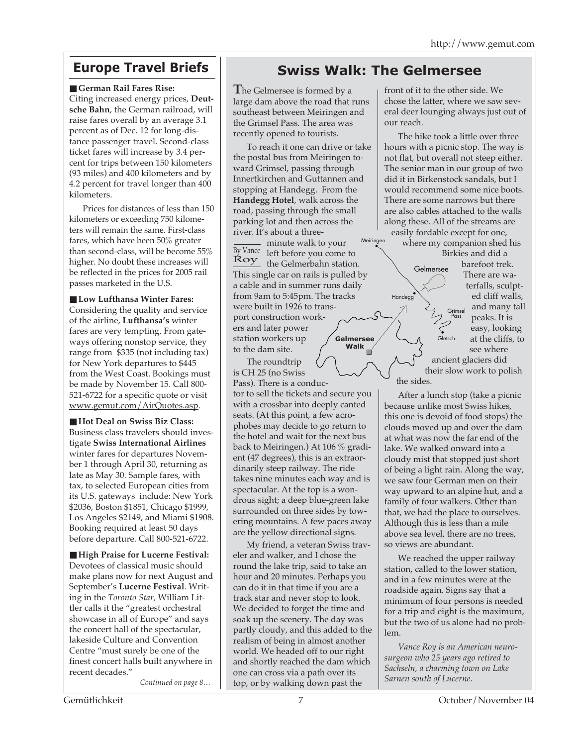## Europe Travel Briefs

■ **German Rail Fares Rise:** Citing increased energy prices, **Deutsche Bahn**, the German railroad, will raise fares overall by an average 3.1 percent as of Dec. 12 for long-distance passenger travel. Second-class ticket fares will increase by 3.4 percent for trips between 150 kilometers (93 miles) and 400 kilometers and by 4.2 percent for travel longer than 400 kilometers.

Prices for distances of less than 150 kilometers or exceeding 750 kilometers will remain the same. First-class fares, which have been 50% greater than second-class, will be become 55% higher. No doubt these increases will be reflected in the prices for 2005 rail passes marketed in the U.S.

■ **Low Lufthansa Winter Fares:** Considering the quality and service of the airline, **Lufthansa's** winter fares are very tempting. From gateways offering nonstop service, they range from $335 (not including tax) for New York departures to $445 from the West Coast. Bookings must be made by November 15. Call 800-521-6722 for a specific quote or visit www.gemut.com/AirQuotes.asp.

■ **Hot Deal on Swiss Biz Class:** Business class travelers should investigate **Swiss International Airlines** winter fares for departures November 1 through April 30, returning as late as May 30. Sample fares, with tax, to selected European cities from its U.S. gateways include: New York $2036, Boston $1851, Chicago $1999, Los Angeles $2149, and Miami $1908. Booking required at least 50 days before departure. Call 800-521-6722.

■ **High Praise for Lucerne Festival:** Devotees of classical music should make plans now for next August and September's **Lucerne Festival**. Writing in the *Toronto Star*, William Littler calls it the "greatest orchestral showcase in all of Europe" and says the concert hall of the spectacular, lakeside Culture and Convention Centre "must surely be one of the finest concert halls built anywhere in recent decades."

*Continued on page 8…*

## Swiss Walk: The Gelmersee

By Vance Roy

The Gelmersee is formed by a large dam above the road that runs southeast between Meiringen and the Grimsel Pass. The area was recently opened to tourists.

To reach it one can drive or take the postal bus from Meiringen toward Grimsel, passing through Innertkirchen and Guttannen and stopping at Handegg. From the **Handegg Hotel**, walk across the road, passing through the small parking lot and then across the river. It's about a three-minute walk to your left before you come to the Gelmerbahn station. This single car on rails is pulled by a cable and in summer runs daily from 9am to 5:45pm. The tracks were built in 1926 to transport construction workers and later power station workers up to the dam site.

The roundtrip is CH 25 (no Swiss Pass). There is a conductor to sell the tickets and secure you with a crossbar into deeply canted seats. (At this point, a few acrophobes may decide to go return to the hotel and wait for the next bus back to Meiringen.) At 106 % gradient (47 degrees), this is an extraordinarily steep railway. The ride takes nine minutes each way and is spectacular. At the top is a wondrous sight; a deep blue-green lake surrounded on three sides by towering mountains. A few paces away are the yellow directional signs.

My friend, a veteran Swiss traveler and walker, and I chose the round the lake trip, said to take an hour and 20 minutes. Perhaps you can do it in that time if you are a track star and never stop to look. We decided to forget the time and soak up the scenery. The day was partly cloudy, and this added to the realism of being in almost another world. We headed off to our right and shortly reached the dam which one can cross via a path over its top, or by walking down past the front of it to the other side. We chose the latter, where we saw several deer lounging always just out of our reach.

The hike took a little over three hours with a picnic stop. The way is not flat, but overall not steep either. The senior man in our group of two did it in Birkenstock sandals, but I would recommend some nice boots. There are some narrows but there are also cables attached to the walls along these. All of the streams are easily fordable except for one, where my companion shed his Birkies and did a barefoot trek. There are waterfalls, sculpted cliff walls, and many tall peaks. It is easy, looking at the cliffs, to see where ancient glaciers did their slow work to polish the sides.

After a lunch stop (take a picnic because unlike most Swiss hikes, this one is devoid of food stops) the clouds moved up and over the dam at what was now the far end of the lake. We walked onward into a cloudy mist that stopped just short of being a light rain. Along the way, we saw four German men on their way upward to an alpine hut, and a family of four walkers. Other than that, we had the place to ourselves. Although this is less than a mile above sea level, there are no trees, so views are abundant.

We reached the upper railway station, called to the lower station, and in a few minutes were at the roadside again. Signs say that a minimum of four persons is needed for a trip and eight is the maximum, but the two of us alone had no problem.

*Vance Roy is an American neurosurgeon who 25 years ago retired to Sachseln, a charming town on Lake Sarnen south of Lucerne.*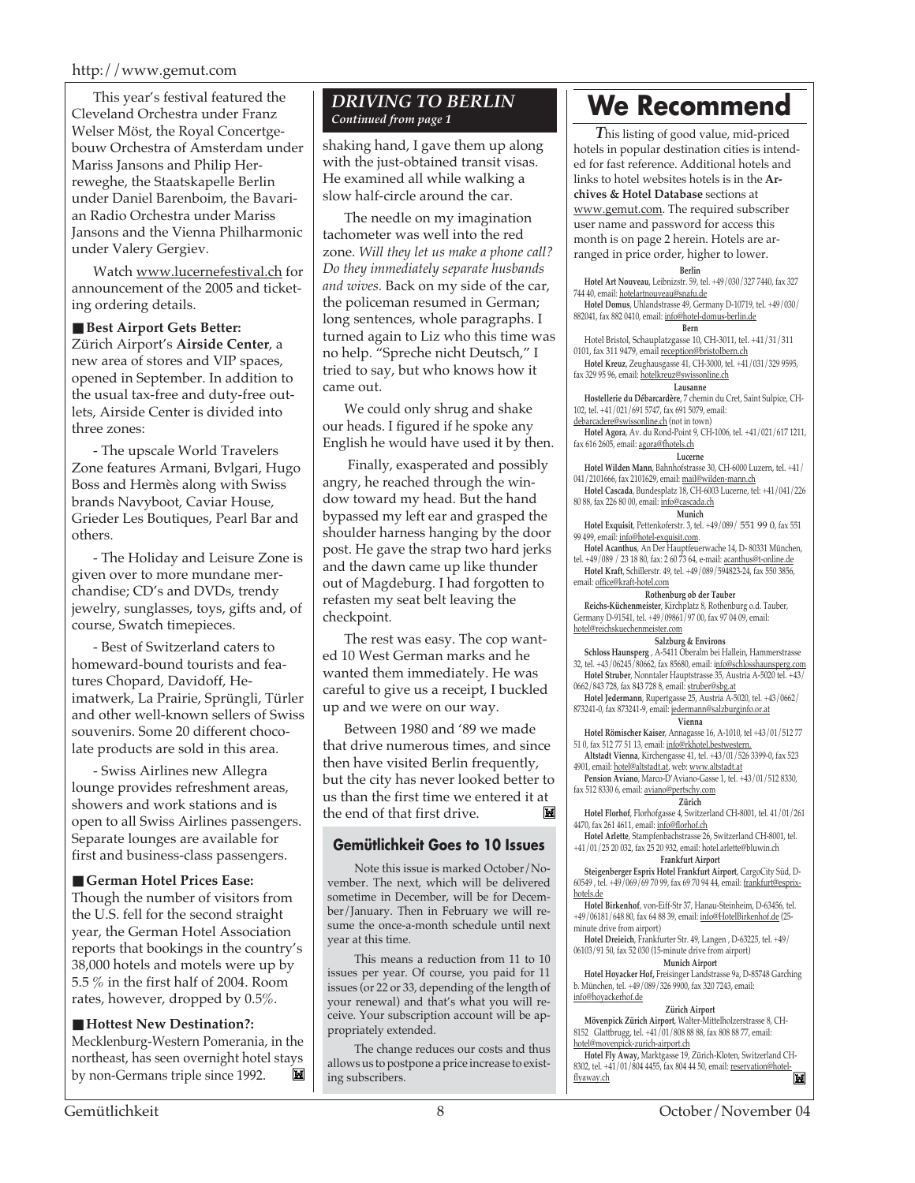This year's festival featured the Cleveland Orchestra under Franz Welser Möst, the Royal Concertgebouw Orchestra of Amsterdam under Mariss Jansons and Philip Herreweghe, the Staatskapelle Berlin under Daniel Barenboim, the Bavarian Radio Orchestra under Mariss Jansons and the Vienna Philharmonic under Valery Gergiev.

Watch www.lucernefestival.ch for announcement of the 2005 and ticketing ordering details.

■ **Best Airport Gets Better:** Zürich Airport's **Airside Center**, a new area of stores and VIP spaces, opened in September. In addition to the usual tax-free and duty-free outlets, Airside Center is divided into three zones:

- The upscale World Travelers Zone features Armani, Bvlgari, Hugo Boss and Hermès along with Swiss brands Navyboot, Caviar House, Grieder Les Boutiques, Pearl Bar and others.

- The Holiday and Leisure Zone is given over to more mundane merchandise; CD's and DVDs, trendy jewelry, sunglasses, toys, gifts and, of course, Swatch timepieces.

- Best of Switzerland caters to homeward-bound tourists and features Chopard, Davidoff, Heimatwerk, La Prairie, Sprüngli, Türler and other well-known sellers of Swiss souvenirs. Some 20 different chocolate products are sold in this area.

- Swiss Airlines new Allegra lounge provides refreshment areas, showers and work stations and is open to all Swiss Airlines passengers. Separate lounges are available for first and business-class passengers.

■ **German Hotel Prices Ease:** Though the number of visitors from the U.S. fell for the second straight year, the German Hotel Association reports that bookings in the country's 38,000 hotels and motels were up by 5.5 % in the first half of 2004. Room rates, however, dropped by 0.5%.

■ **Hottest New Destination?:** Mecklenburg-Western Pomerania, in the northeast, has seen overnight hotel stays by non-Germans triple since 1992.

## *DRIVING TO BERLIN*
*Continued from page 1*

shaking hand, I gave them up along with the just-obtained transit visas. He examined all while walking a slow half-circle around the car.

The needle on my imagination tachometer was well into the red zone. *Will they let us make a phone call? Do they immediately separate husbands and wives.* Back on my side of the car, the policeman resumed in German; long sentences, whole paragraphs. I turned again to Liz who this time was no help. "Spreche nicht Deutsch," I tried to say, but who knows how it came out.

We could only shrug and shake our heads. I figured if he spoke any English he would have used it by then.

Finally, exasperated and possibly angry, he reached through the window toward my head. But the hand bypassed my left ear and grasped the shoulder harness hanging by the door post. He gave the strap two hard jerks and the dawn came up like thunder out of Magdeburg. I had forgotten to refasten my seat belt leaving the checkpoint.

The rest was easy. The cop wanted 10 West German marks and he wanted them immediately. He was careful to give us a receipt, I buckled up and we were on our way.

Between 1980 and '89 we made that drive numerous times, and since then have visited Berlin frequently, but the city has never looked better to us than the first time we entered it at the end of that first drive.

### Gemütlichkeit Goes to 10 Issues

Note this issue is marked October/November. The next, which will be delivered sometime in December, will be for December/January. Then in February we will resume the once-a-month schedule until next year at this time.

This means a reduction from 11 to 10 issues per year. Of course, you paid for 11 issues (or 22 or 33, depending of the length of your renewal) and that's what you will receive. Your subscription account will be appropriately extended.

The change reduces our costs and thus allows us to postpone a price increase to existing subscribers.

# We Recommend

*This listing of good value, mid-priced hotels in popular destination cities is intended for fast reference. Additional hotels and links to hotel websites hotels is in the **Archives & Hotel Database** sections at www.gemut.com. The required subscriber user name and password for access this month is on page 2 herein. Hotels are arranged in price order, higher to lower.*

**Berlin**

**Hotel Art Nouveau**, Leibnizstr. 59, tel. +49/030/327 7440, fax 327 744 40, email: hotelartnouveau@snafu.de

**Hotel Domus**, Uhlandstrasse 49, Germany D-10719, tel. +49/030/882041, fax 882 0410, email: info@hotel-domus-berlin.de

**Bern**

Hotel Bristol, Schauplatzgasse 10, CH-3011, tel. +41/31/311 0101, fax 311 9479, email reception@bristolbern.ch

**Hotel Kreuz**, Zeughausgasse 41, CH-3000, tel. +41/031/329 9595, fax 329 95 96, email: hotelkreuz@swissonline.ch

**Lausanne**

**Hostellerie du Débarcardère**, 7 chemin du Cret, Saint Sulpice, CH-102, tel. +41/021/691 5747, fax 691 5079, email: debarcadere@swissonline.ch (not in town)

**Hotel Agora**, Av. du Rond-Point 9, CH-1006, tel. +41/021/617 1211, fax 616 2605, email: agora@fhotels.ch

**Lucerne**

**Hotel Wilden Mann**, Bahnhofstrasse 30, CH-6000 Luzern, tel. +41/041/2101666, fax 2101629, email: mail@wilden-mann.ch

**Hotel Cascada**, Bundesplatz 18, CH-6003 Lucerne, tel: +41/041/226 80 88, fax 226 80 00, email: info@cascada.ch

**Munich**

**Hotel Exquisit**, Pettenkoferstr. 3, tel. +49/089/ 551 99 0, fax 551 99 499, email: info@hotel-exquisit.com.

**Hotel Acanthus**, An Der Hauptfeuerwache 14, D- 80331 München, tel. +49/089 / 23 18 80, fax: 2 60 73 64, e-mail: acanthus@t-online.de

**Hotel Kraft**, Schillerstr. 49, tel. +49/089/594823-24, fax 550 3856, email: office@kraft-hotel.com

**Rothenburg ob der Tauber**

**Reichs-Küchenmeister**, Kirchplatz 8, Rothenburg o.d. Tauber, Germany D-91541, tel. +49/09861/97 00, fax 97 04 09, email: hotel@reichskuechenmeister.com

**Salzburg & Environs**

**Schloss Haunsperg** , A-5411 Oberalm bei Hallein, Hammerstrasse 32, tel. +43/06245/80662, fax 85680, email: info@schlosshaunsperg.com

**Hotel Struber**, Nonntaler Hauptstrasse 35, Austria A-5020 tel. +43/0662/843 728, fax 843 728 8, email: struber@sbg.at

**Hotel Jedermann**, Rupertgasse 25, Austria A-5020, tel. +43/0662/873241-0, fax 873241-9, email: jedermann@salzburginfo.or.at

**Vienna**

**Hotel Römischer Kaiser**, Annagasse 16, A-1010, tel +43/01/512 77 51 0, fax 512 77 51 13, email: info@rkhotel.bestwestern.

**Altstadt Vienna**, Kirchengasse 41, tel. +43/01/526 3399-0, fax 523 4901, email: hotel@altstadt.at, web: www.altstadt.at

**Pension Aviano**, Marco-D'Aviano-Gasse 1, tel. +43/01/512 8330, fax 512 8330 6, email: aviano@pertschy.com

**Zürich**

**Hotel Florhof**, Florhofgasse 4, Switzerland CH-8001, tel. 41/01/261 4470, fax 261 4611, email: info@florhof.ch

**Hotel Arlette**, Stampfenbachstrasse 26, Switzerland CH-8001, tel. +41/01/25 20 032, fax 25 20 932, email: hotel.arlette@bluwin.ch

**Frankfurt Airport**

**Steigenberger Esprix Hotel Frankfurt Airport**, CargoCity Süd, D-60549 , tel. +49/069/69 70 99, fax 69 70 94 44, email: frankfurt@esprix-hotels.de

**Hotel Birkenhof**, von-Eiff-Str 37, Hanau-Steinheim, D-63456, tel. +49/06181/648 80, fax 64 88 39, email: info@HotelBirkenhof.de (25-minute drive from airport)

**Hotel Dreieich**, Frankfurter Str. 49, Langen , D-63225, tel. +49/06103/91 50, fax 52 030 (15-minute drive from airport)

**Munich Airport**

**Hotel Hoyacker Hof,** Freisinger Landstrasse 9a, D-85748 Garching b. München, tel. +49/089/326 9900, fax 320 7243, email: info@hoyackerhof.de

**Zürich Airport**

**Mövenpick Zürich Airport**, Walter-Mittelholzerstrasse 8, CH-8152 Glattbrugg, tel. +41/01/808 88 88, fax 808 88 77, email: hotel@movenpick-zurich-airport.ch

**Hotel Fly Away,** Marktgasse 19, Zürich-Kloten, Switzerland CH-8302, tel. +41/01/804 4455, fax 804 44 50, email: reservation@hotel-flyaway.ch